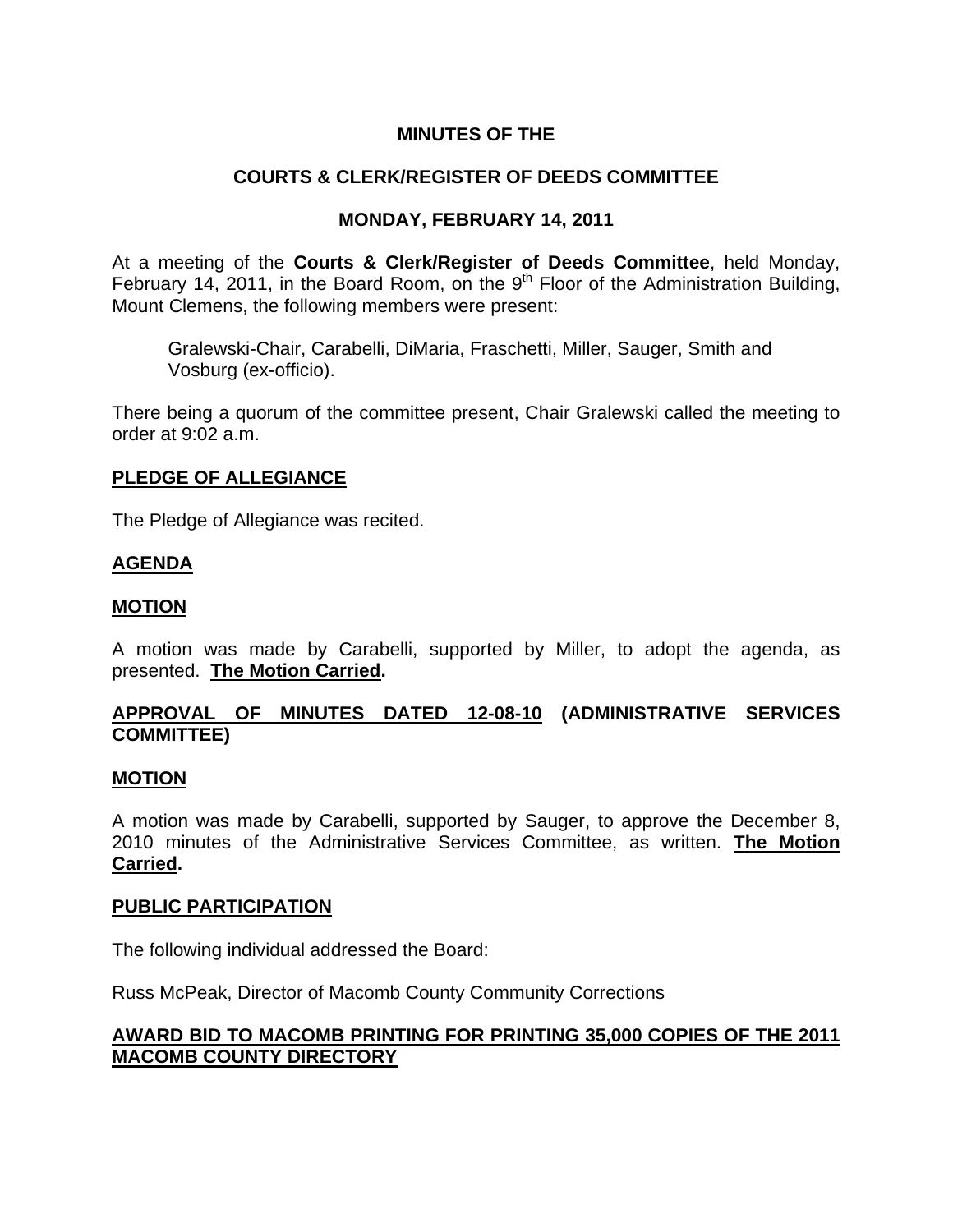**MINUTES OF THE**

**COURTS & CLERK/REGISTER OF DEEDS COMMITTEE**

**MONDAY, FEBRUARY 14, 2011**

At a meeting of the **Courts & Clerk/Register of Deeds Committee**, held Monday, February 14, 2011, in the Board Room, on the 9th Floor of the Administration Building, Mount Clemens, the following members were present:

Gralewski-Chair, Carabelli, DiMaria, Fraschetti, Miller, Sauger, Smith and Vosburg (ex-officio).

There being a quorum of the committee present, Chair Gralewski called the meeting to order at 9:02 a.m.

**PLEDGE OF ALLEGIANCE**

The Pledge of Allegiance was recited.

**AGENDA**

**MOTION**

A motion was made by Carabelli, supported by Miller, to adopt the agenda, as presented. **The Motion Carried.**

**APPROVAL OF MINUTES DATED 12-08-10 (ADMINISTRATIVE SERVICES COMMITTEE)**

**MOTION**

A motion was made by Carabelli, supported by Sauger, to approve the December 8, 2010 minutes of the Administrative Services Committee, as written. **The Motion Carried.**

**PUBLIC PARTICIPATION**

The following individual addressed the Board:

Russ McPeak, Director of Macomb County Community Corrections

**AWARD BID TO MACOMB PRINTING FOR PRINTING 35,000 COPIES OF THE 2011 MACOMB COUNTY DIRECTORY**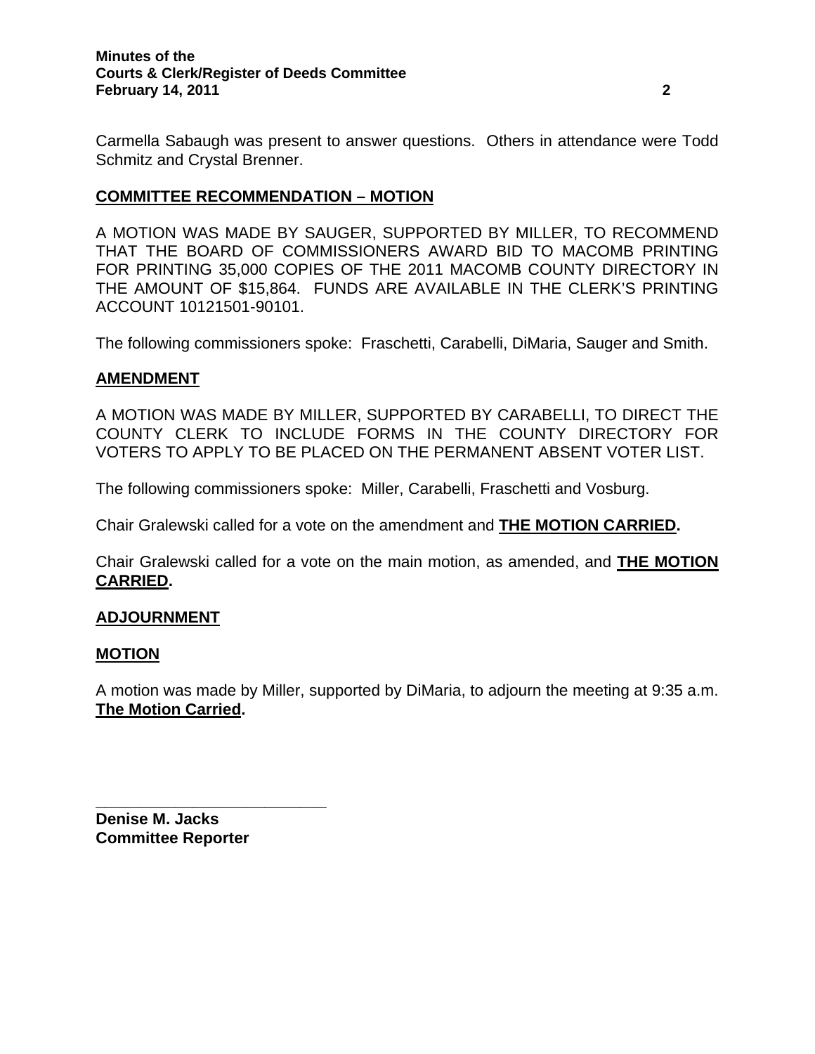Carmella Sabaugh was present to answer questions. Others in attendance were Todd Schmitz and Crystal Brenner.

## COMMITTEE RECOMMENDATION – MOTION

A MOTION WAS MADE BY SAUGER, SUPPORTED BY MILLER, TO RECOMMEND THAT THE BOARD OF COMMISSIONERS AWARD BID TO MACOMB PRINTING FOR PRINTING 35,000 COPIES OF THE 2011 MACOMB COUNTY DIRECTORY IN THE AMOUNT OF $15,864. FUNDS ARE AVAILABLE IN THE CLERK'S PRINTING ACCOUNT 10121501-90101.

The following commissioners spoke: Fraschetti, Carabelli, DiMaria, Sauger and Smith.

## AMENDMENT

A MOTION WAS MADE BY MILLER, SUPPORTED BY CARABELLI, TO DIRECT THE COUNTY CLERK TO INCLUDE FORMS IN THE COUNTY DIRECTORY FOR VOTERS TO APPLY TO BE PLACED ON THE PERMANENT ABSENT VOTER LIST.

The following commissioners spoke: Miller, Carabelli, Fraschetti and Vosburg.

Chair Gralewski called for a vote on the amendment and **THE MOTION CARRIED.**

Chair Gralewski called for a vote on the main motion, as amended, and **THE MOTION CARRIED.**

## ADJOURNMENT

## MOTION

A motion was made by Miller, supported by DiMaria, to adjourn the meeting at 9:35 a.m. **The Motion Carried.**

\_\_\_\_\_\_\_\_\_\_\_\_\_\_\_\_\_\_\_\_\_\_\_\_\_\_\_\_

**Denise M. Jacks**
**Committee Reporter**